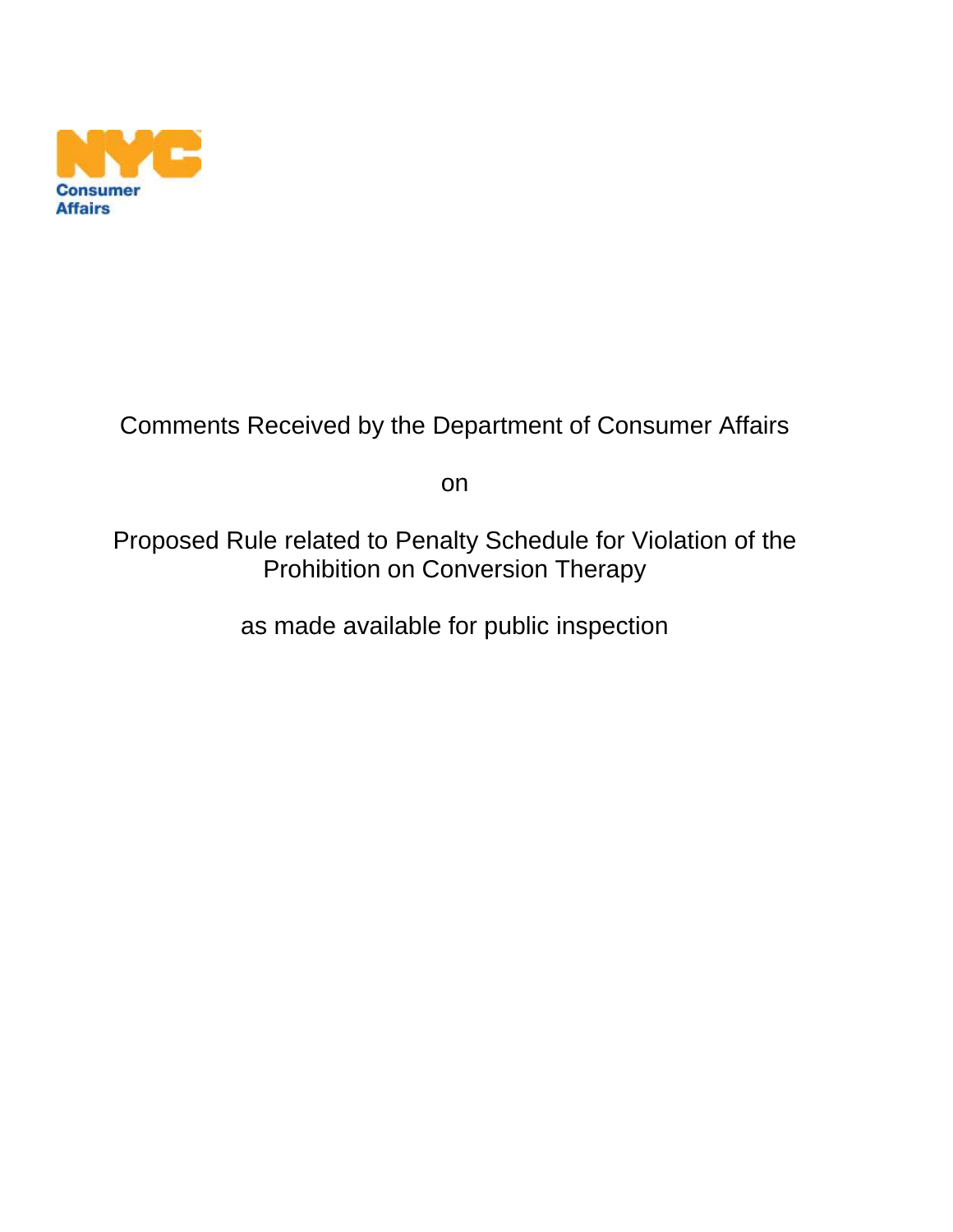NYC Consumer Affairs

Comments Received by the Department of Consumer Affairs

on

Proposed Rule related to Penalty Schedule for Violation of the Prohibition on Conversion Therapy

as made available for public inspection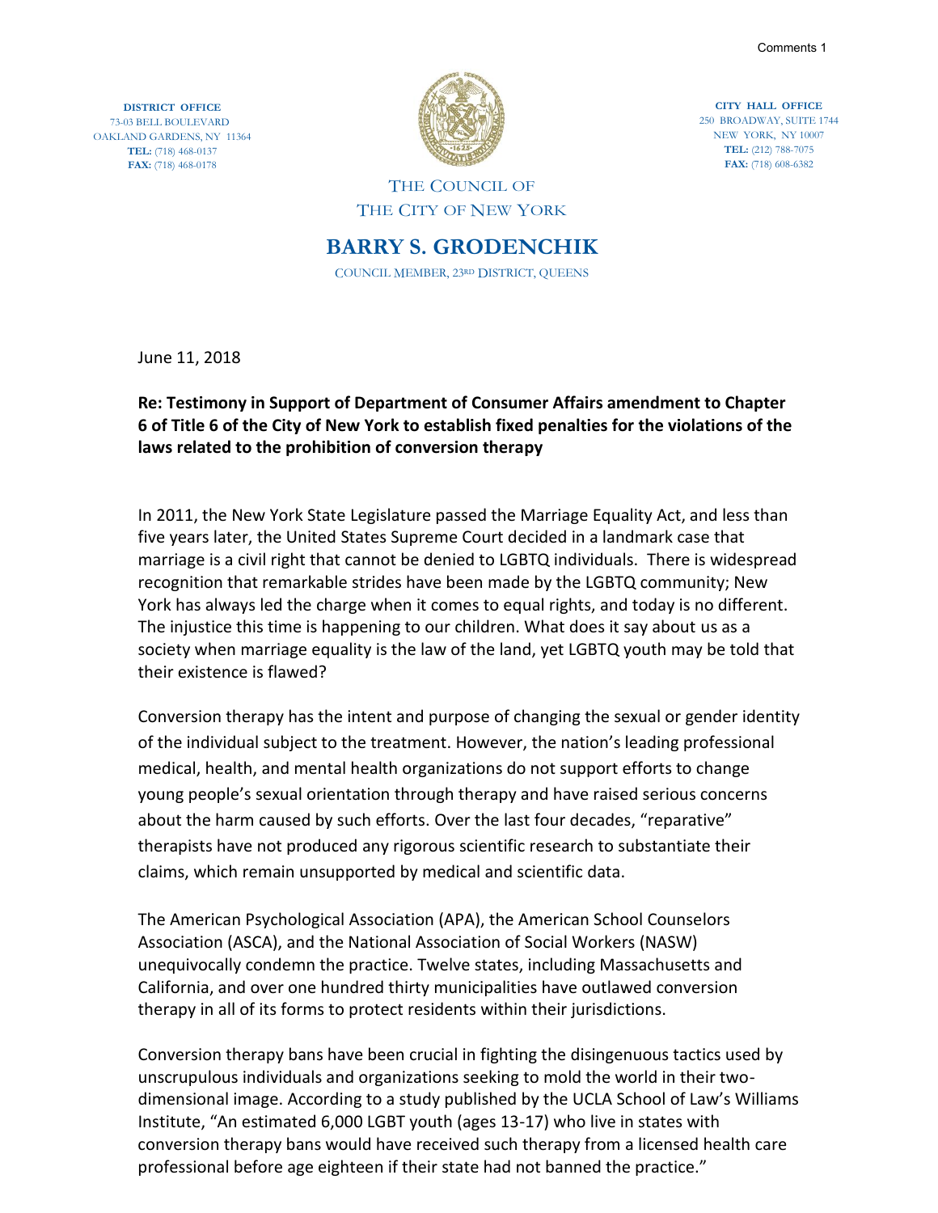Comments 1

**DISTRICT OFFICE**
73-03 BELL BOULEVARD
OAKLAND GARDENS, NY 11364
**TEL:** (718) 468-0137
**FAX:** (718) 468-0178

**CITY HALL OFFICE**
250 BROADWAY, SUITE 1744
NEW YORK, NY 10007
**TEL:** (212) 788-7075
**FAX:** (718) 608-6382

THE COUNCIL OF
THE CITY OF NEW YORK

## BARRY S. GRODENCHIK

COUNCIL MEMBER, 23RD DISTRICT, QUEENS

June 11, 2018

**Re: Testimony in Support of Department of Consumer Affairs amendment to Chapter 6 of Title 6 of the City of New York to establish fixed penalties for the violations of the laws related to the prohibition of conversion therapy**

In 2011, the New York State Legislature passed the Marriage Equality Act, and less than five years later, the United States Supreme Court decided in a landmark case that marriage is a civil right that cannot be denied to LGBTQ individuals. There is widespread recognition that remarkable strides have been made by the LGBTQ community; New York has always led the charge when it comes to equal rights, and today is no different. The injustice this time is happening to our children. What does it say about us as a society when marriage equality is the law of the land, yet LGBTQ youth may be told that their existence is flawed?

Conversion therapy has the intent and purpose of changing the sexual or gender identity of the individual subject to the treatment. However, the nation's leading professional medical, health, and mental health organizations do not support efforts to change young people's sexual orientation through therapy and have raised serious concerns about the harm caused by such efforts. Over the last four decades, "reparative" therapists have not produced any rigorous scientific research to substantiate their claims, which remain unsupported by medical and scientific data.

The American Psychological Association (APA), the American School Counselors Association (ASCA), and the National Association of Social Workers (NASW) unequivocally condemn the practice. Twelve states, including Massachusetts and California, and over one hundred thirty municipalities have outlawed conversion therapy in all of its forms to protect residents within their jurisdictions.

Conversion therapy bans have been crucial in fighting the disingenuous tactics used by unscrupulous individuals and organizations seeking to mold the world in their two-dimensional image. According to a study published by the UCLA School of Law's Williams Institute, "An estimated 6,000 LGBT youth (ages 13-17) who live in states with conversion therapy bans would have received such therapy from a licensed health care professional before age eighteen if their state had not banned the practice."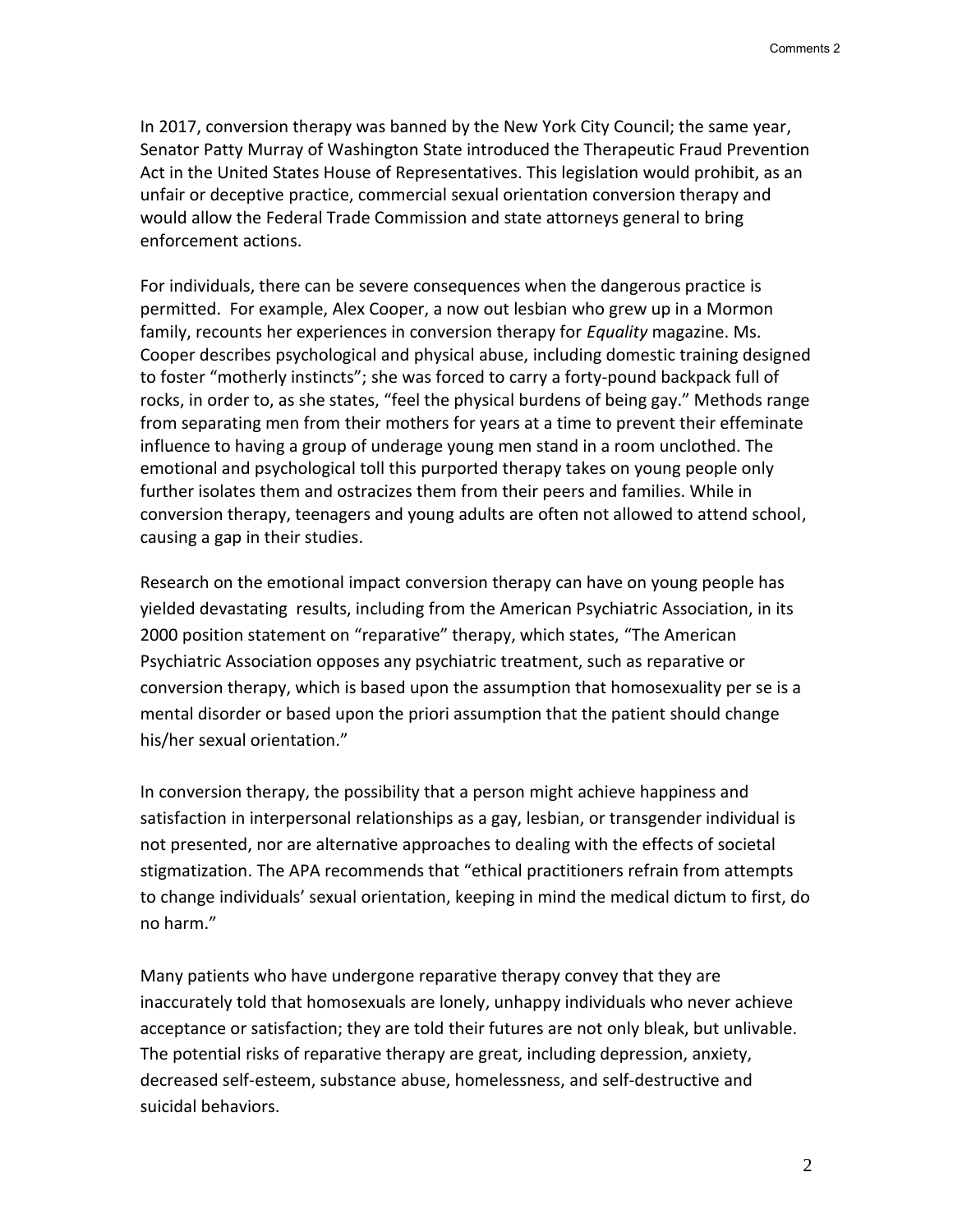In 2017, conversion therapy was banned by the New York City Council; the same year, Senator Patty Murray of Washington State introduced the Therapeutic Fraud Prevention Act in the United States House of Representatives. This legislation would prohibit, as an unfair or deceptive practice, commercial sexual orientation conversion therapy and would allow the Federal Trade Commission and state attorneys general to bring enforcement actions.

For individuals, there can be severe consequences when the dangerous practice is permitted. For example, Alex Cooper, a now out lesbian who grew up in a Mormon family, recounts her experiences in conversion therapy for *Equality* magazine. Ms. Cooper describes psychological and physical abuse, including domestic training designed to foster "motherly instincts"; she was forced to carry a forty-pound backpack full of rocks, in order to, as she states, "feel the physical burdens of being gay." Methods range from separating men from their mothers for years at a time to prevent their effeminate influence to having a group of underage young men stand in a room unclothed. The emotional and psychological toll this purported therapy takes on young people only further isolates them and ostracizes them from their peers and families. While in conversion therapy, teenagers and young adults are often not allowed to attend school, causing a gap in their studies.

Research on the emotional impact conversion therapy can have on young people has yielded devastating results, including from the American Psychiatric Association, in its 2000 position statement on "reparative" therapy, which states, "The American Psychiatric Association opposes any psychiatric treatment, such as reparative or conversion therapy, which is based upon the assumption that homosexuality per se is a mental disorder or based upon the priori assumption that the patient should change his/her sexual orientation."

In conversion therapy, the possibility that a person might achieve happiness and satisfaction in interpersonal relationships as a gay, lesbian, or transgender individual is not presented, nor are alternative approaches to dealing with the effects of societal stigmatization. The APA recommends that "ethical practitioners refrain from attempts to change individuals' sexual orientation, keeping in mind the medical dictum to first, do no harm."

Many patients who have undergone reparative therapy convey that they are inaccurately told that homosexuals are lonely, unhappy individuals who never achieve acceptance or satisfaction; they are told their futures are not only bleak, but unlivable. The potential risks of reparative therapy are great, including depression, anxiety, decreased self-esteem, substance abuse, homelessness, and self-destructive and suicidal behaviors.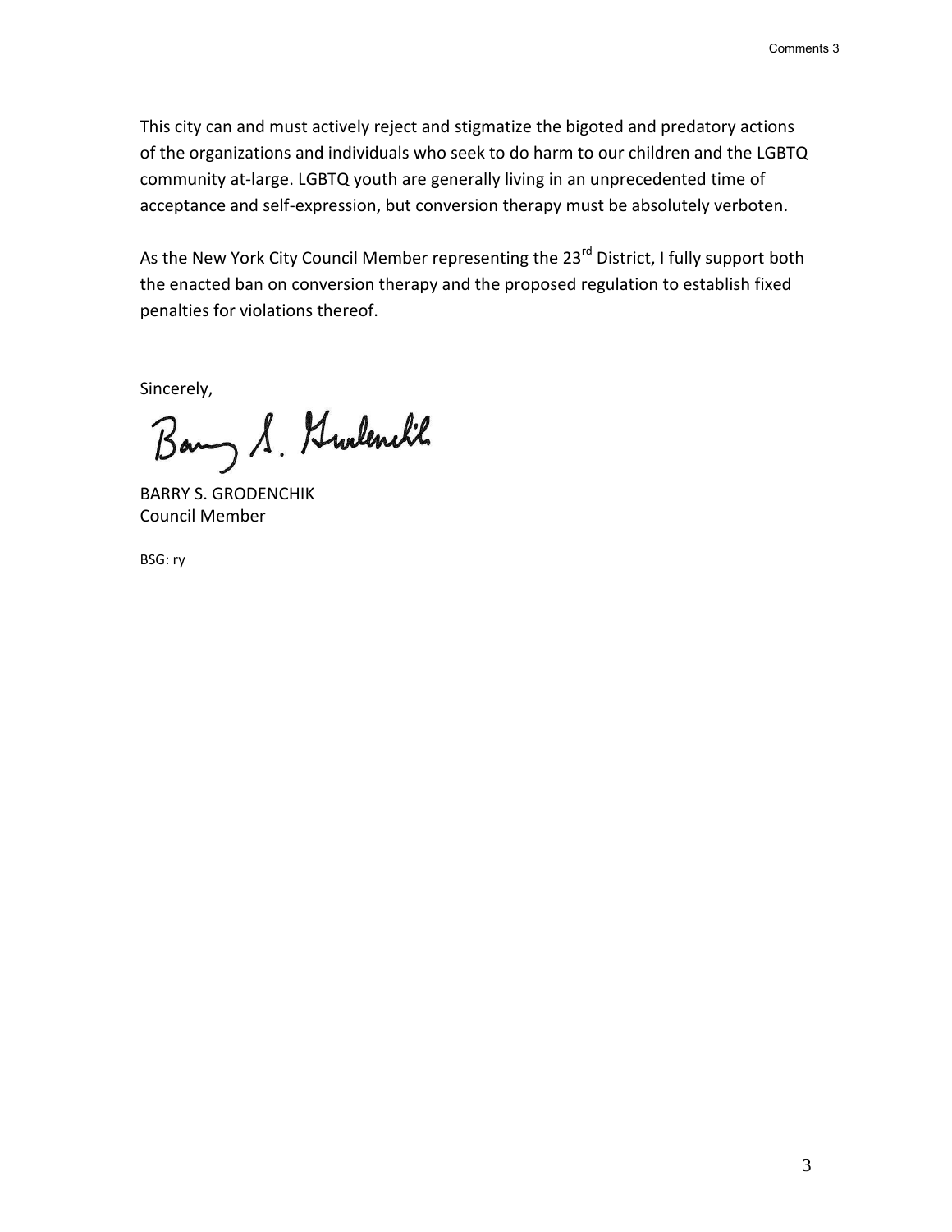This city can and must actively reject and stigmatize the bigoted and predatory actions of the organizations and individuals who seek to do harm to our children and the LGBTQ community at-large. LGBTQ youth are generally living in an unprecedented time of acceptance and self-expression, but conversion therapy must be absolutely verboten.

As the New York City Council Member representing the 23rd District, I fully support both the enacted ban on conversion therapy and the proposed regulation to establish fixed penalties for violations thereof.

Sincerely,

Barry S. Grodenchik

BARRY S. GRODENCHIK
Council Member

BSG: ry